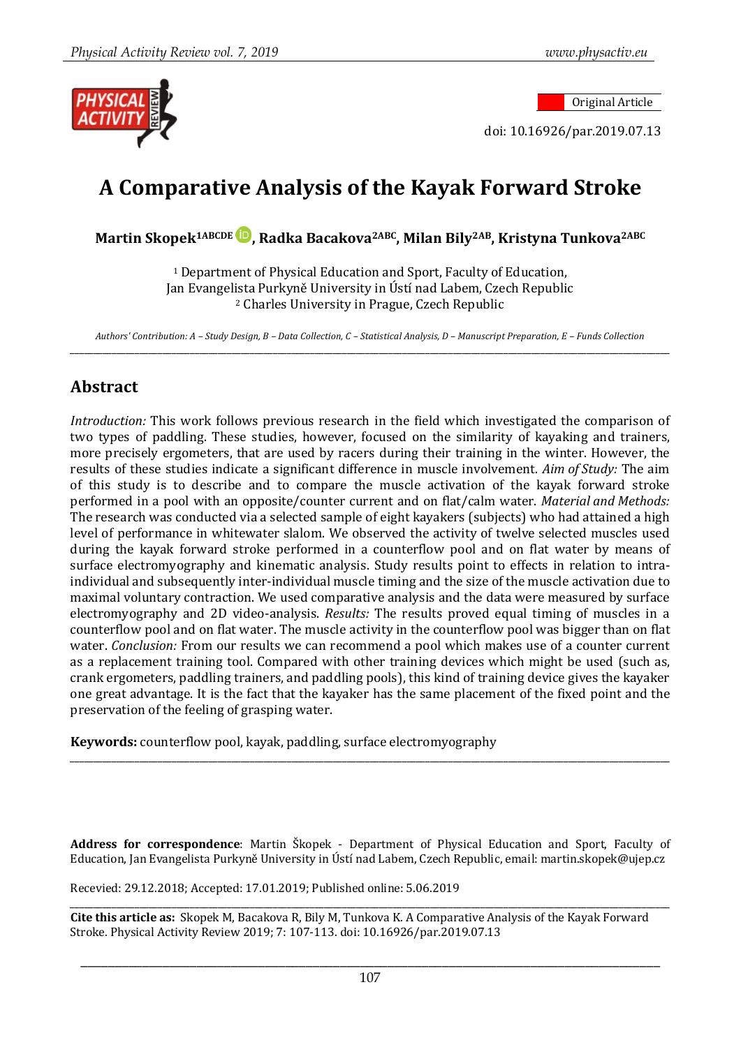Original Article

doi: 10.16926/par.2019.07.13

# A Comparative Analysis of the Kayak Forward Stroke

**Martin Skopek[1ABCDE], Radka Bacakova[2ABC], Milan Bily[2AB], Kristyna Tunkova[2ABC]**

[1] Department of Physical Education and Sport, Faculty of Education, Jan Evangelista Purkyně University in Ústí nad Labem, Czech Republic
[2] Charles University in Prague, Czech Republic

*Authors' Contribution: A – Study Design, B – Data Collection, C – Statistical Analysis, D – Manuscript Preparation, E – Funds Collection*

## Abstract

*Introduction:* This work follows previous research in the field which investigated the comparison of two types of paddling. These studies, however, focused on the similarity of kayaking and trainers, more precisely ergometers, that are used by racers during their training in the winter. However, the results of these studies indicate a significant difference in muscle involvement. *Aim of Study:* The aim of this study is to describe and to compare the muscle activation of the kayak forward stroke performed in a pool with an opposite/counter current and on flat/calm water. *Material and Methods:* The research was conducted via a selected sample of eight kayakers (subjects) who had attained a high level of performance in whitewater slalom. We observed the activity of twelve selected muscles used during the kayak forward stroke performed in a counterflow pool and on flat water by means of surface electromyography and kinematic analysis. Study results point to effects in relation to intra-individual and subsequently inter-individual muscle timing and the size of the muscle activation due to maximal voluntary contraction. We used comparative analysis and the data were measured by surface electromyography and 2D video-analysis. *Results:* The results proved equal timing of muscles in a counterflow pool and on flat water. The muscle activity in the counterflow pool was bigger than on flat water. *Conclusion:* From our results we can recommend a pool which makes use of a counter current as a replacement training tool. Compared with other training devices which might be used (such as, crank ergometers, paddling trainers, and paddling pools), this kind of training device gives the kayaker one great advantage. It is the fact that the kayaker has the same placement of the fixed point and the preservation of the feeling of grasping water.

**Keywords:** counterflow pool, kayak, paddling, surface electromyography

**Address for correspondence**: Martin Škopek - Department of Physical Education and Sport, Faculty of Education, Jan Evangelista Purkyně University in Ústí nad Labem, Czech Republic, email: martin.skopek@ujep.cz

Recevied: 29.12.2018; Accepted: 17.01.2019; Published online: 5.06.2019

**Cite this article as:** Skopek M, Bacakova R, Bily M, Tunkova K. A Comparative Analysis of the Kayak Forward Stroke. Physical Activity Review 2019; 7: 107-113. doi: 10.16926/par.2019.07.13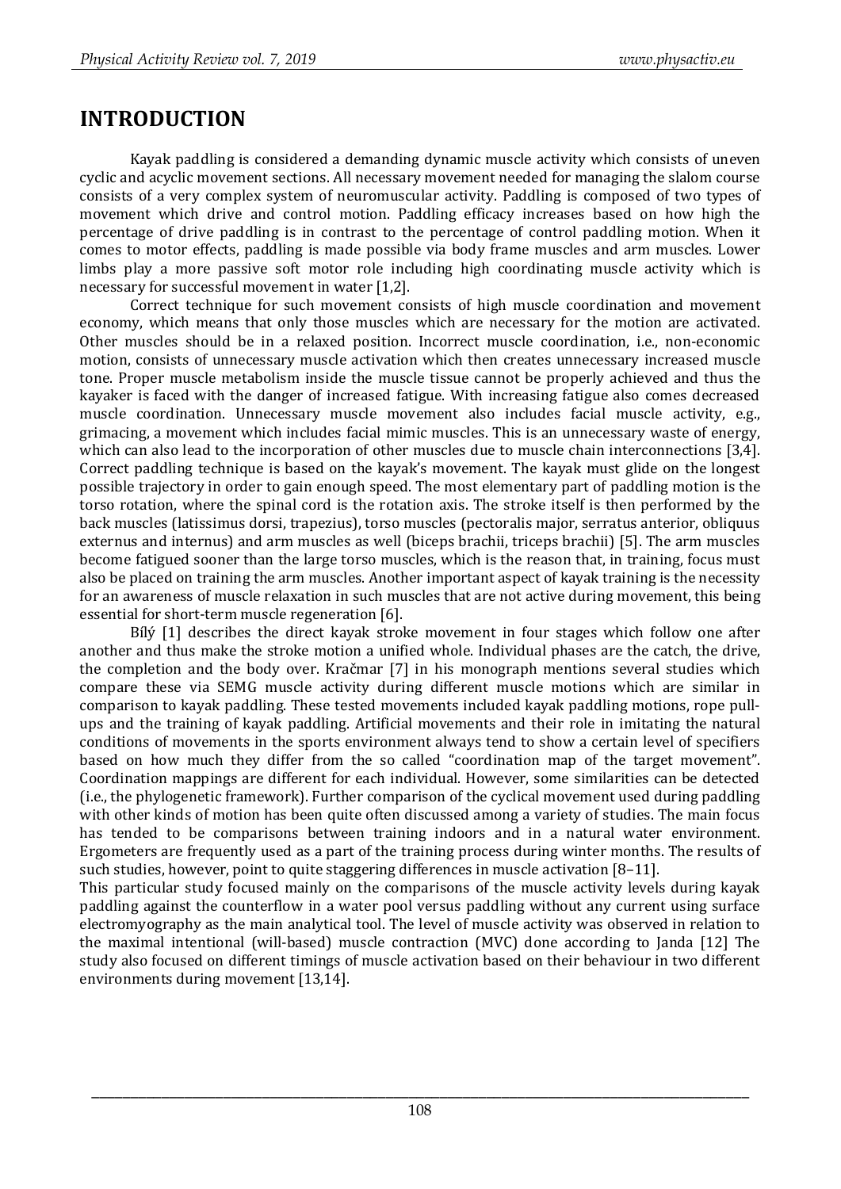# INTRODUCTION

Kayak paddling is considered a demanding dynamic muscle activity which consists of uneven cyclic and acyclic movement sections. All necessary movement needed for managing the slalom course consists of a very complex system of neuromuscular activity. Paddling is composed of two types of movement which drive and control motion. Paddling efficacy increases based on how high the percentage of drive paddling is in contrast to the percentage of control paddling motion. When it comes to motor effects, paddling is made possible via body frame muscles and arm muscles. Lower limbs play a more passive soft motor role including high coordinating muscle activity which is necessary for successful movement in water [1,2].

Correct technique for such movement consists of high muscle coordination and movement economy, which means that only those muscles which are necessary for the motion are activated. Other muscles should be in a relaxed position. Incorrect muscle coordination, i.e., non-economic motion, consists of unnecessary muscle activation which then creates unnecessary increased muscle tone. Proper muscle metabolism inside the muscle tissue cannot be properly achieved and thus the kayaker is faced with the danger of increased fatigue. With increasing fatigue also comes decreased muscle coordination. Unnecessary muscle movement also includes facial muscle activity, e.g., grimacing, a movement which includes facial mimic muscles. This is an unnecessary waste of energy, which can also lead to the incorporation of other muscles due to muscle chain interconnections [3,4]. Correct paddling technique is based on the kayak's movement. The kayak must glide on the longest possible trajectory in order to gain enough speed. The most elementary part of paddling motion is the torso rotation, where the spinal cord is the rotation axis. The stroke itself is then performed by the back muscles (latissimus dorsi, trapezius), torso muscles (pectoralis major, serratus anterior, obliquus externus and internus) and arm muscles as well (biceps brachii, triceps brachii) [5]. The arm muscles become fatigued sooner than the large torso muscles, which is the reason that, in training, focus must also be placed on training the arm muscles. Another important aspect of kayak training is the necessity for an awareness of muscle relaxation in such muscles that are not active during movement, this being essential for short-term muscle regeneration [6].

Bílý [1] describes the direct kayak stroke movement in four stages which follow one after another and thus make the stroke motion a unified whole. Individual phases are the catch, the drive, the completion and the body over. Kračmar [7] in his monograph mentions several studies which compare these via SEMG muscle activity during different muscle motions which are similar in comparison to kayak paddling. These tested movements included kayak paddling motions, rope pull-ups and the training of kayak paddling. Artificial movements and their role in imitating the natural conditions of movements in the sports environment always tend to show a certain level of specifiers based on how much they differ from the so called "coordination map of the target movement". Coordination mappings are different for each individual. However, some similarities can be detected (i.e., the phylogenetic framework). Further comparison of the cyclical movement used during paddling with other kinds of motion has been quite often discussed among a variety of studies. The main focus has tended to be comparisons between training indoors and in a natural water environment. Ergometers are frequently used as a part of the training process during winter months. The results of such studies, however, point to quite staggering differences in muscle activation [8–11].

This particular study focused mainly on the comparisons of the muscle activity levels during kayak paddling against the counterflow in a water pool versus paddling without any current using surface electromyography as the main analytical tool. The level of muscle activity was observed in relation to the maximal intentional (will-based) muscle contraction (MVC) done according to Janda [12] The study also focused on different timings of muscle activation based on their behaviour in two different environments during movement [13,14].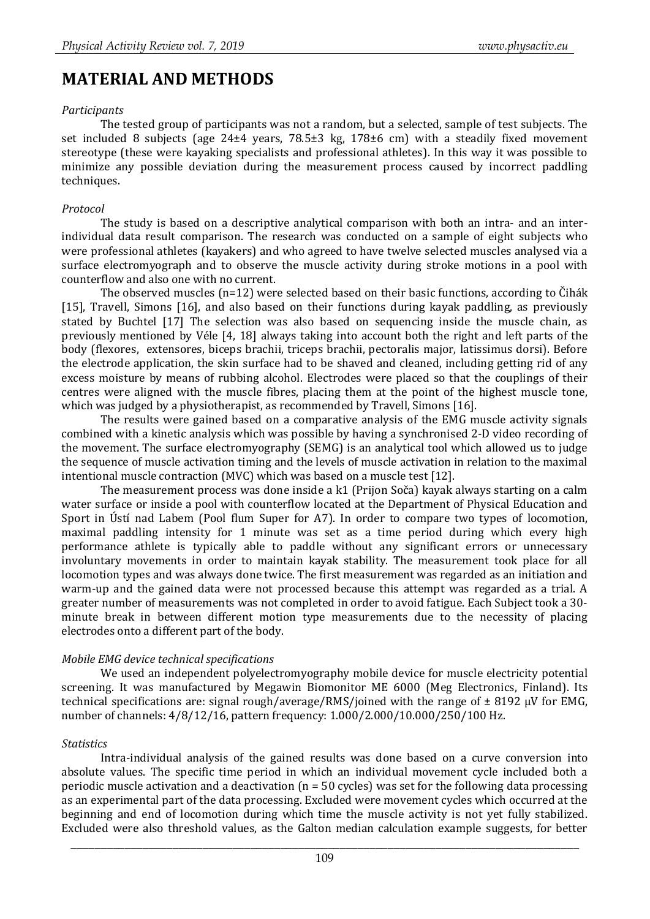# MATERIAL AND METHODS

*Participants*

The tested group of participants was not a random, but a selected, sample of test subjects. The set included 8 subjects (age 24±4 years, 78.5±3 kg, 178±6 cm) with a steadily fixed movement stereotype (these were kayaking specialists and professional athletes). In this way it was possible to minimize any possible deviation during the measurement process caused by incorrect paddling techniques.

*Protocol*

The study is based on a descriptive analytical comparison with both an intra- and an inter-individual data result comparison. The research was conducted on a sample of eight subjects who were professional athletes (kayakers) and who agreed to have twelve selected muscles analysed via a surface electromyograph and to observe the muscle activity during stroke motions in a pool with counterflow and also one with no current.

The observed muscles (n=12) were selected based on their basic functions, according to Čihák [15], Travell, Simons [16], and also based on their functions during kayak paddling, as previously stated by Buchtel [17] The selection was also based on sequencing inside the muscle chain, as previously mentioned by Véle [4, 18] always taking into account both the right and left parts of the body (flexores, extensores, biceps brachii, triceps brachii, pectoralis major, latissimus dorsi). Before the electrode application, the skin surface had to be shaved and cleaned, including getting rid of any excess moisture by means of rubbing alcohol. Electrodes were placed so that the couplings of their centres were aligned with the muscle fibres, placing them at the point of the highest muscle tone, which was judged by a physiotherapist, as recommended by Travell, Simons [16].

The results were gained based on a comparative analysis of the EMG muscle activity signals combined with a kinetic analysis which was possible by having a synchronised 2-D video recording of the movement. The surface electromyography (SEMG) is an analytical tool which allowed us to judge the sequence of muscle activation timing and the levels of muscle activation in relation to the maximal intentional muscle contraction (MVC) which was based on a muscle test [12].

The measurement process was done inside a k1 (Prijon Soča) kayak always starting on a calm water surface or inside a pool with counterflow located at the Department of Physical Education and Sport in Ústí nad Labem (Pool flum Super for A7). In order to compare two types of locomotion, maximal paddling intensity for 1 minute was set as a time period during which every high performance athlete is typically able to paddle without any significant errors or unnecessary involuntary movements in order to maintain kayak stability. The measurement took place for all locomotion types and was always done twice. The first measurement was regarded as an initiation and warm-up and the gained data were not processed because this attempt was regarded as a trial. A greater number of measurements was not completed in order to avoid fatigue. Each Subject took a 30-minute break in between different motion type measurements due to the necessity of placing electrodes onto a different part of the body.

*Mobile EMG device technical specifications*

We used an independent polyelectromyography mobile device for muscle electricity potential screening. It was manufactured by Megawin Biomonitor ME 6000 (Meg Electronics, Finland). Its technical specifications are: signal rough/average/RMS/joined with the range of ± 8192 μV for EMG, number of channels: 4/8/12/16, pattern frequency: 1.000/2.000/10.000/250/100 Hz.

*Statistics*

Intra-individual analysis of the gained results was done based on a curve conversion into absolute values. The specific time period in which an individual movement cycle included both a periodic muscle activation and a deactivation (n = 50 cycles) was set for the following data processing as an experimental part of the data processing. Excluded were movement cycles which occurred at the beginning and end of locomotion during which time the muscle activity is not yet fully stabilized. Excluded were also threshold values, as the Galton median calculation example suggests, for better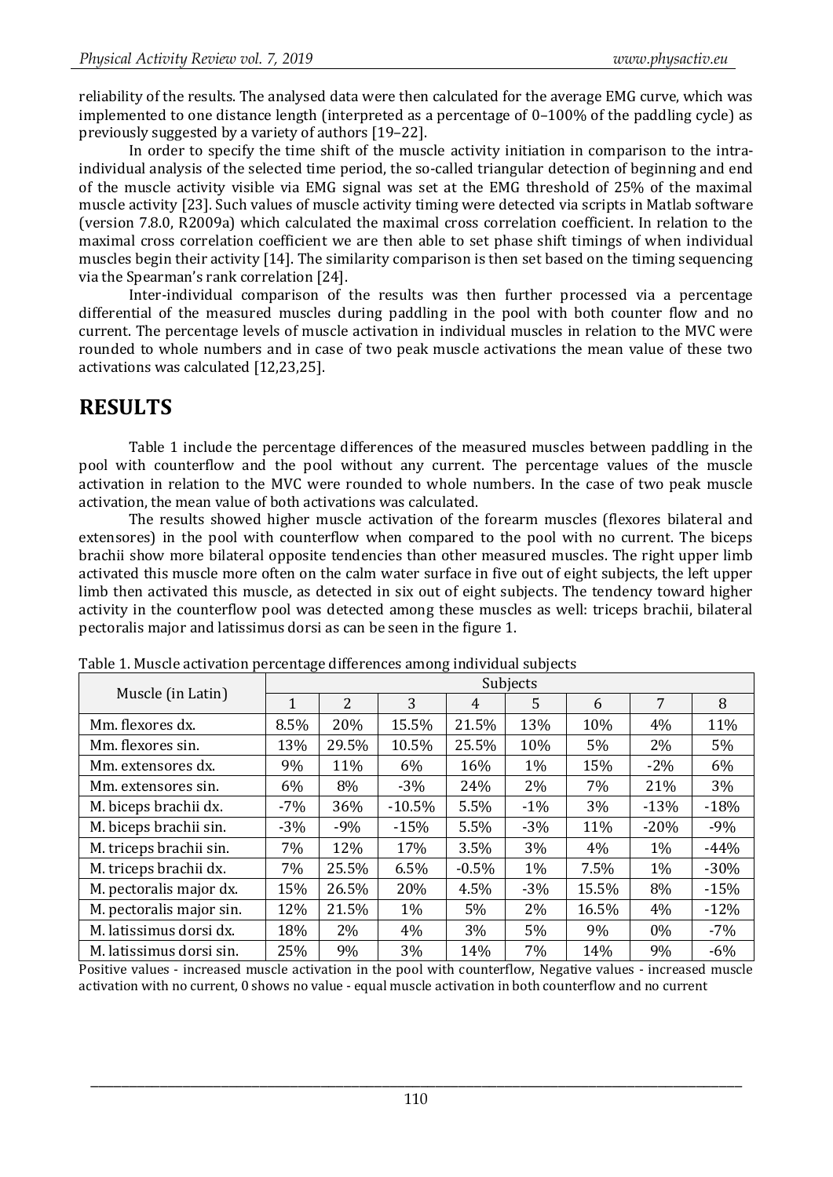reliability of the results. The analysed data were then calculated for the average EMG curve, which was implemented to one distance length (interpreted as a percentage of 0–100% of the paddling cycle) as previously suggested by a variety of authors [19–22].

In order to specify the time shift of the muscle activity initiation in comparison to the intra-individual analysis of the selected time period, the so-called triangular detection of beginning and end of the muscle activity visible via EMG signal was set at the EMG threshold of 25% of the maximal muscle activity [23]. Such values of muscle activity timing were detected via scripts in Matlab software (version 7.8.0, R2009a) which calculated the maximal cross correlation coefficient. In relation to the maximal cross correlation coefficient we are then able to set phase shift timings of when individual muscles begin their activity [14]. The similarity comparison is then set based on the timing sequencing via the Spearman's rank correlation [24].

Inter-individual comparison of the results was then further processed via a percentage differential of the measured muscles during paddling in the pool with both counter flow and no current. The percentage levels of muscle activation in individual muscles in relation to the MVC were rounded to whole numbers and in case of two peak muscle activations the mean value of these two activations was calculated [12,23,25].

# RESULTS

Table 1 include the percentage differences of the measured muscles between paddling in the pool with counterflow and the pool without any current. The percentage values of the muscle activation in relation to the MVC were rounded to whole numbers. In the case of two peak muscle activation, the mean value of both activations was calculated.

The results showed higher muscle activation of the forearm muscles (flexores bilateral and extensores) in the pool with counterflow when compared to the pool with no current. The biceps brachii show more bilateral opposite tendencies than other measured muscles. The right upper limb activated this muscle more often on the calm water surface in five out of eight subjects, the left upper limb then activated this muscle, as detected in six out of eight subjects. The tendency toward higher activity in the counterflow pool was detected among these muscles as well: triceps brachii, bilateral pectoralis major and latissimus dorsi as can be seen in the figure 1.

Table 1. Muscle activation percentage differences among individual subjects

| Muscle (in Latin) | Subjects | | | | | | | |
|---|---|---|---|---|---|---|---|---|
| | 1 | 2 | 3 | 4 | 5 | 6 | 7 | 8 |
| Mm. flexores dx. | 8.5% | 20% | 15.5% | 21.5% | 13% | 10% | 4% | 11% |
| Mm. flexores sin. | 13% | 29.5% | 10.5% | 25.5% | 10% | 5% | 2% | 5% |
| Mm. extensores dx. | 9% | 11% | 6% | 16% | 1% | 15% | -2% | 6% |
| Mm. extensores sin. | 6% | 8% | -3% | 24% | 2% | 7% | 21% | 3% |
| M. biceps brachii dx. | -7% | 36% | -10.5% | 5.5% | -1% | 3% | -13% | -18% |
| M. biceps brachii sin. | -3% | -9% | -15% | 5.5% | -3% | 11% | -20% | -9% |
| M. triceps brachii sin. | 7% | 12% | 17% | 3.5% | 3% | 4% | 1% | -44% |
| M. triceps brachii dx. | 7% | 25.5% | 6.5% | -0.5% | 1% | 7.5% | 1% | -30% |
| M. pectoralis major dx. | 15% | 26.5% | 20% | 4.5% | -3% | 15.5% | 8% | -15% |
| M. pectoralis major sin. | 12% | 21.5% | 1% | 5% | 2% | 16.5% | 4% | -12% |
| M. latissimus dorsi dx. | 18% | 2% | 4% | 3% | 5% | 9% | 0% | -7% |
| M. latissimus dorsi sin. | 25% | 9% | 3% | 14% | 7% | 14% | 9% | -6% |

Positive values - increased muscle activation in the pool with counterflow, Negative values - increased muscle activation with no current, 0 shows no value - equal muscle activation in both counterflow and no current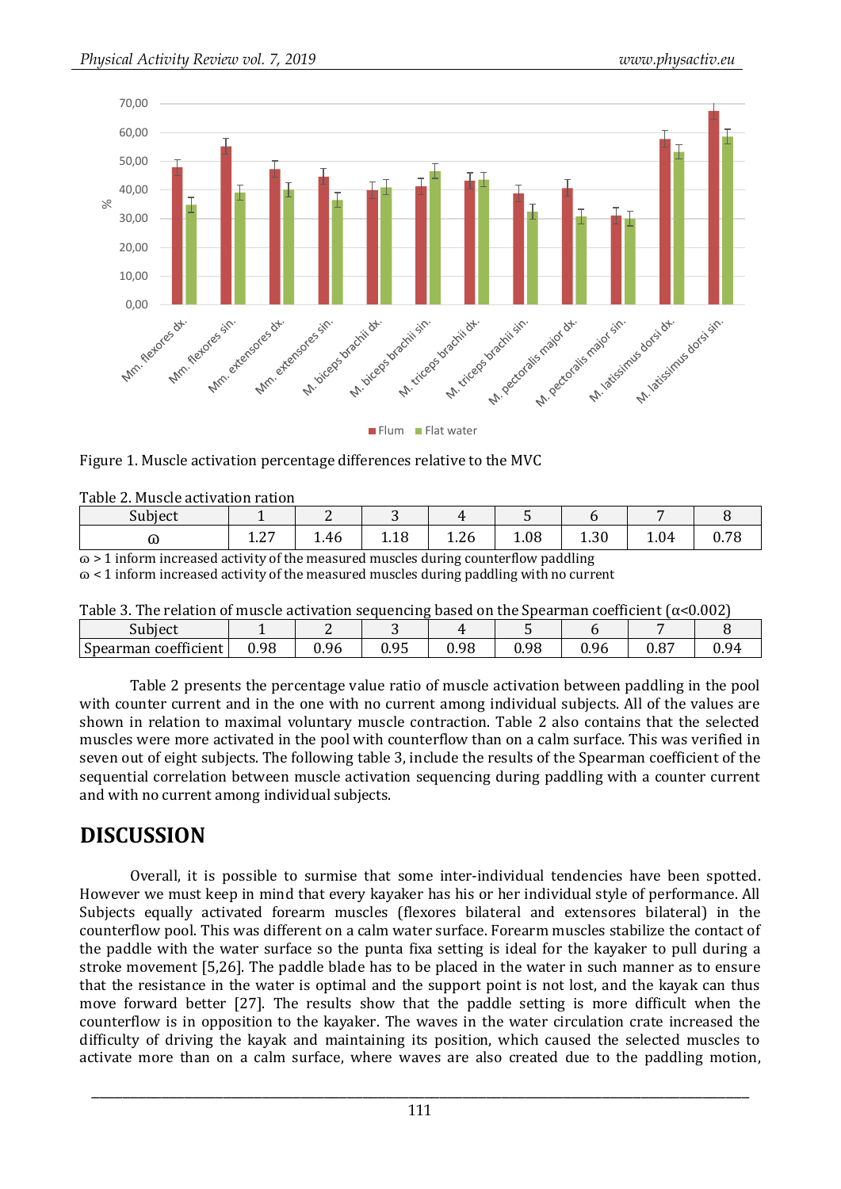Figure 1. Muscle activation percentage differences relative to the MVC

Table 2. Muscle activation ration

| Subject | 1 | 2 | 3 | 4 | 5 | 6 | 7 | 8 |
|---|---|---|---|---|---|---|---|---|
| ω | 1.27 | 1.46 | 1.18 | 1.26 | 1.08 | 1.30 | 1.04 | 0.78 |

ω > 1 inform increased activity of the measured muscles during counterflow paddling
ω < 1 inform increased activity of the measured muscles during paddling with no current

Table 3. The relation of muscle activation sequencing based on the Spearman coefficient (α<0.002)

| Subject | 1 | 2 | 3 | 4 | 5 | 6 | 7 | 8 |
|---|---|---|---|---|---|---|---|---|
| Spearman coefficient | 0.98 | 0.96 | 0.95 | 0.98 | 0.98 | 0.96 | 0.87 | 0.94 |

Table 2 presents the percentage value ratio of muscle activation between paddling in the pool with counter current and in the one with no current among individual subjects. All of the values are shown in relation to maximal voluntary muscle contraction. Table 2 also contains that the selected muscles were more activated in the pool with counterflow than on a calm surface. This was verified in seven out of eight subjects. The following table 3, include the results of the Spearman coefficient of the sequential correlation between muscle activation sequencing during paddling with a counter current and with no current among individual subjects.

## DISCUSSION

Overall, it is possible to surmise that some inter-individual tendencies have been spotted. However we must keep in mind that every kayaker has his or her individual style of performance. All Subjects equally activated forearm muscles (flexores bilateral and extensores bilateral) in the counterflow pool. This was different on a calm water surface. Forearm muscles stabilize the contact of the paddle with the water surface so the punta fixa setting is ideal for the kayaker to pull during a stroke movement [5,26]. The paddle blade has to be placed in the water in such manner as to ensure that the resistance in the water is optimal and the support point is not lost, and the kayak can thus move forward better [27]. The results show that the paddle setting is more difficult when the counterflow is in opposition to the kayaker. The waves in the water circulation crate increased the difficulty of driving the kayak and maintaining its position, which caused the selected muscles to activate more than on a calm surface, where waves are also created due to the paddling motion,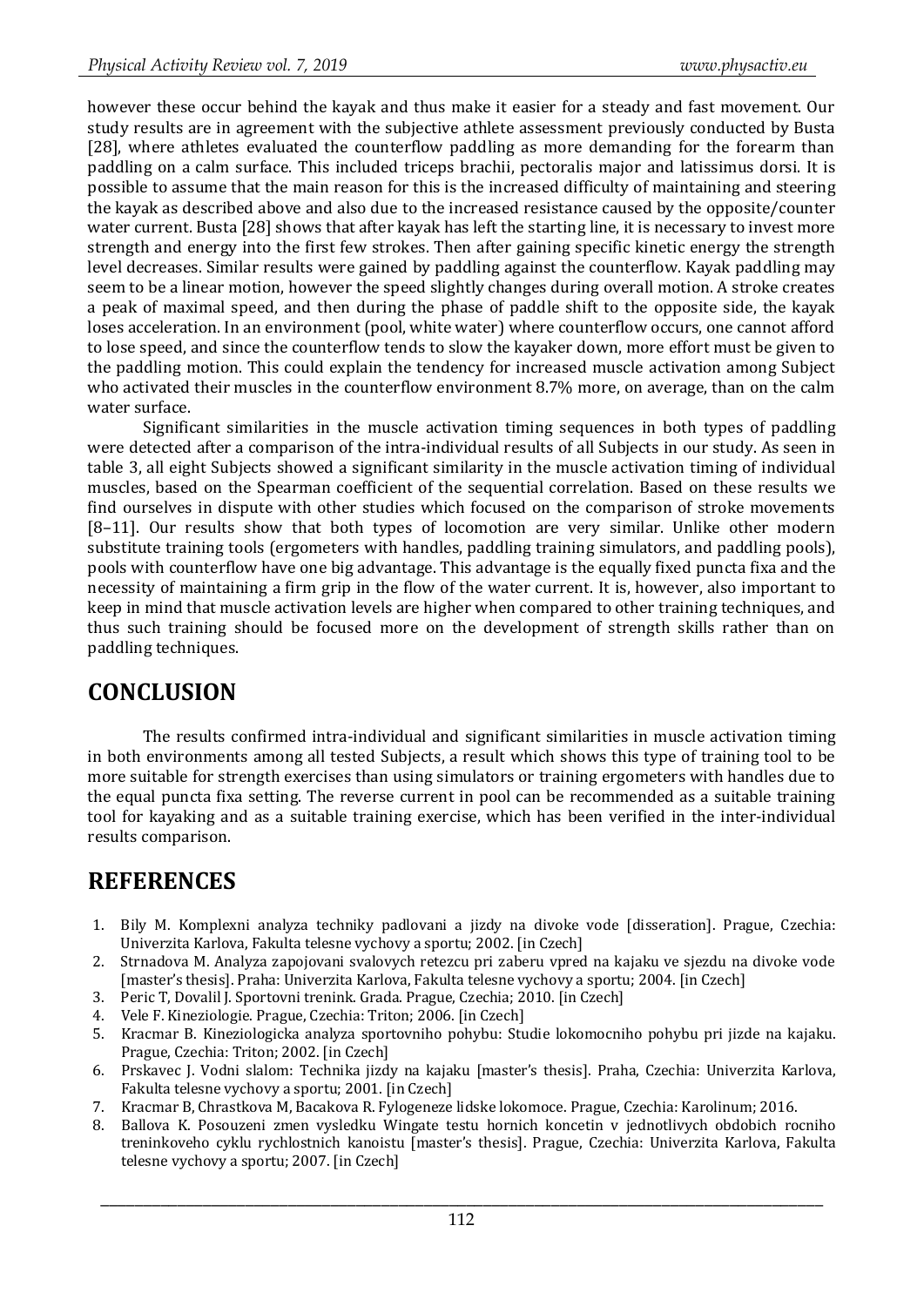however these occur behind the kayak and thus make it easier for a steady and fast movement. Our study results are in agreement with the subjective athlete assessment previously conducted by Busta [28], where athletes evaluated the counterflow paddling as more demanding for the forearm than paddling on a calm surface. This included triceps brachii, pectoralis major and latissimus dorsi. It is possible to assume that the main reason for this is the increased difficulty of maintaining and steering the kayak as described above and also due to the increased resistance caused by the opposite/counter water current. Busta [28] shows that after kayak has left the starting line, it is necessary to invest more strength and energy into the first few strokes. Then after gaining specific kinetic energy the strength level decreases. Similar results were gained by paddling against the counterflow. Kayak paddling may seem to be a linear motion, however the speed slightly changes during overall motion. A stroke creates a peak of maximal speed, and then during the phase of paddle shift to the opposite side, the kayak loses acceleration. In an environment (pool, white water) where counterflow occurs, one cannot afford to lose speed, and since the counterflow tends to slow the kayaker down, more effort must be given to the paddling motion. This could explain the tendency for increased muscle activation among Subject who activated their muscles in the counterflow environment 8.7% more, on average, than on the calm water surface.

Significant similarities in the muscle activation timing sequences in both types of paddling were detected after a comparison of the intra-individual results of all Subjects in our study. As seen in table 3, all eight Subjects showed a significant similarity in the muscle activation timing of individual muscles, based on the Spearman coefficient of the sequential correlation. Based on these results we find ourselves in dispute with other studies which focused on the comparison of stroke movements [8–11]. Our results show that both types of locomotion are very similar. Unlike other modern substitute training tools (ergometers with handles, paddling training simulators, and paddling pools), pools with counterflow have one big advantage. This advantage is the equally fixed puncta fixa and the necessity of maintaining a firm grip in the flow of the water current. It is, however, also important to keep in mind that muscle activation levels are higher when compared to other training techniques, and thus such training should be focused more on the development of strength skills rather than on paddling techniques.

## CONCLUSION

The results confirmed intra-individual and significant similarities in muscle activation timing in both environments among all tested Subjects, a result which shows this type of training tool to be more suitable for strength exercises than using simulators or training ergometers with handles due to the equal puncta fixa setting. The reverse current in pool can be recommended as a suitable training tool for kayaking and as a suitable training exercise, which has been verified in the inter-individual results comparison.

## REFERENCES

1. Bily M. Komplexni analyza techniky padlovani a jizdy na divoke vode [disseration]. Prague, Czechia: Univerzita Karlova, Fakulta telesne vychovy a sportu; 2002. [in Czech]
2. Strnadova M. Analyza zapojovani svalovych retezcu pri zaberu vpred na kajaku ve sjezdu na divoke vode [master's thesis]. Praha: Univerzita Karlova, Fakulta telesne vychovy a sportu; 2004. [in Czech]
3. Peric T, Dovalil J. Sportovni trenink. Grada. Prague, Czechia; 2010. [in Czech]
4. Vele F. Kineziologie. Prague, Czechia: Triton; 2006. [in Czech]
5. Kracmar B. Kineziologicka analyza sportovniho pohybu: Studie lokomocniho pohybu pri jizde na kajaku. Prague, Czechia: Triton; 2002. [in Czech]
6. Prskavec J. Vodni slalom: Technika jizdy na kajaku [master's thesis]. Praha, Czechia: Univerzita Karlova, Fakulta telesne vychovy a sportu; 2001. [in Czech]
7. Kracmar B, Chrastkova M, Bacakova R. Fylogeneze lidske lokomoce. Prague, Czechia: Karolinum; 2016.
8. Ballova K. Posouzeni zmen vysledku Wingate testu hornich koncetin v jednotlivych obdobich rocniho treninkoveho cyklu rychlostnich kanoistu [master's thesis]. Prague, Czechia: Univerzita Karlova, Fakulta telesne vychovy a sportu; 2007. [in Czech]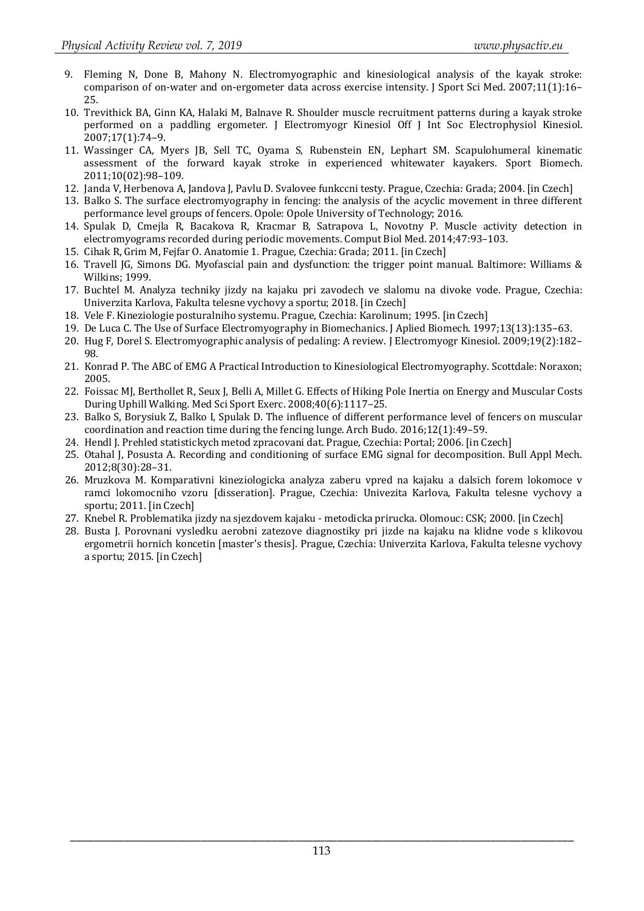9. Fleming N, Done B, Mahony N. Electromyographic and kinesiological analysis of the kayak stroke: comparison of on-water and on-ergometer data across exercise intensity. J Sport Sci Med. 2007;11(1):16–25.
10. Trevithick BA, Ginn KA, Halaki M, Balnave R. Shoulder muscle recruitment patterns during a kayak stroke performed on a paddling ergometer. J Electromyogr Kinesiol Off J Int Soc Electrophysiol Kinesiol. 2007;17(1):74–9.
11. Wassinger CA, Myers JB, Sell TC, Oyama S, Rubenstein EN, Lephart SM. Scapulohumeral kinematic assessment of the forward kayak stroke in experienced whitewater kayakers. Sport Biomech. 2011;10(02):98–109.
12. Janda V, Herbenova A, Jandova J, Pavlu D. Svalovee funkccni testy. Prague, Czechia: Grada; 2004. [in Czech]
13. Balko S. The surface electromyography in fencing: the analysis of the acyclic movement in three different performance level groups of fencers. Opole: Opole University of Technology; 2016.
14. Spulak D, Cmejla R, Bacakova R, Kracmar B, Satrapova L, Novotny P. Muscle activity detection in electromyograms recorded during periodic movements. Comput Biol Med. 2014;47:93–103.
15. Cihak R, Grim M, Fejfar O. Anatomie 1. Prague, Czechia: Grada; 2011. [in Czech]
16. Travell JG, Simons DG. Myofascial pain and dysfunction: the trigger point manual. Baltimore: Williams & Wilkins; 1999.
17. Buchtel M. Analyza techniky jizdy na kajaku pri zavodech ve slalomu na divoke vode. Prague, Czechia: Univerzita Karlova, Fakulta telesne vychovy a sportu; 2018. [in Czech]
18. Vele F. Kineziologie posturalniho systemu. Prague, Czechia: Karolinum; 1995. [in Czech]
19. De Luca C. The Use of Surface Electromyography in Biomechanics. J Aplied Biomech. 1997;13(13):135–63.
20. Hug F, Dorel S. Electromyographic analysis of pedaling: A review. J Electromyogr Kinesiol. 2009;19(2):182–98.
21. Konrad P. The ABC of EMG A Practical Introduction to Kinesiological Electromyography. Scottdale: Noraxon; 2005.
22. Foissac MJ, Berthollet R, Seux J, Belli A, Millet G. Effects of Hiking Pole Inertia on Energy and Muscular Costs During Uphill Walking. Med Sci Sport Exerc. 2008;40(6):1117–25.
23. Balko S, Borysiuk Z, Balko I, Spulak D. The influence of different performance level of fencers on muscular coordination and reaction time during the fencing lunge. Arch Budo. 2016;12(1):49–59.
24. Hendl J. Prehled statistickych metod zpracovani dat. Prague, Czechia: Portal; 2006. [in Czech]
25. Otahal J, Posusta A. Recording and conditioning of surface EMG signal for decomposition. Bull Appl Mech. 2012;8(30):28–31.
26. Mruzkova M. Komparativni kineziologicka analyza zaberu vpred na kajaku a dalsich forem lokomoce v ramci lokomocniho vzoru [disseration]. Prague, Czechia: Univezita Karlova, Fakulta telesne vychovy a sportu; 2011. [in Czech]
27. Knebel R. Problematika jizdy na sjezdovem kajaku - metodicka prirucka. Olomouc: CSK; 2000. [in Czech]
28. Busta J. Porovnani vysledku aerobni zatezove diagnostiky pri jizde na kajaku na klidne vode s klikovou ergometrii hornich koncetin [master's thesis]. Prague, Czechia: Univerzita Karlova, Fakulta telesne vychovy a sportu; 2015. [in Czech]